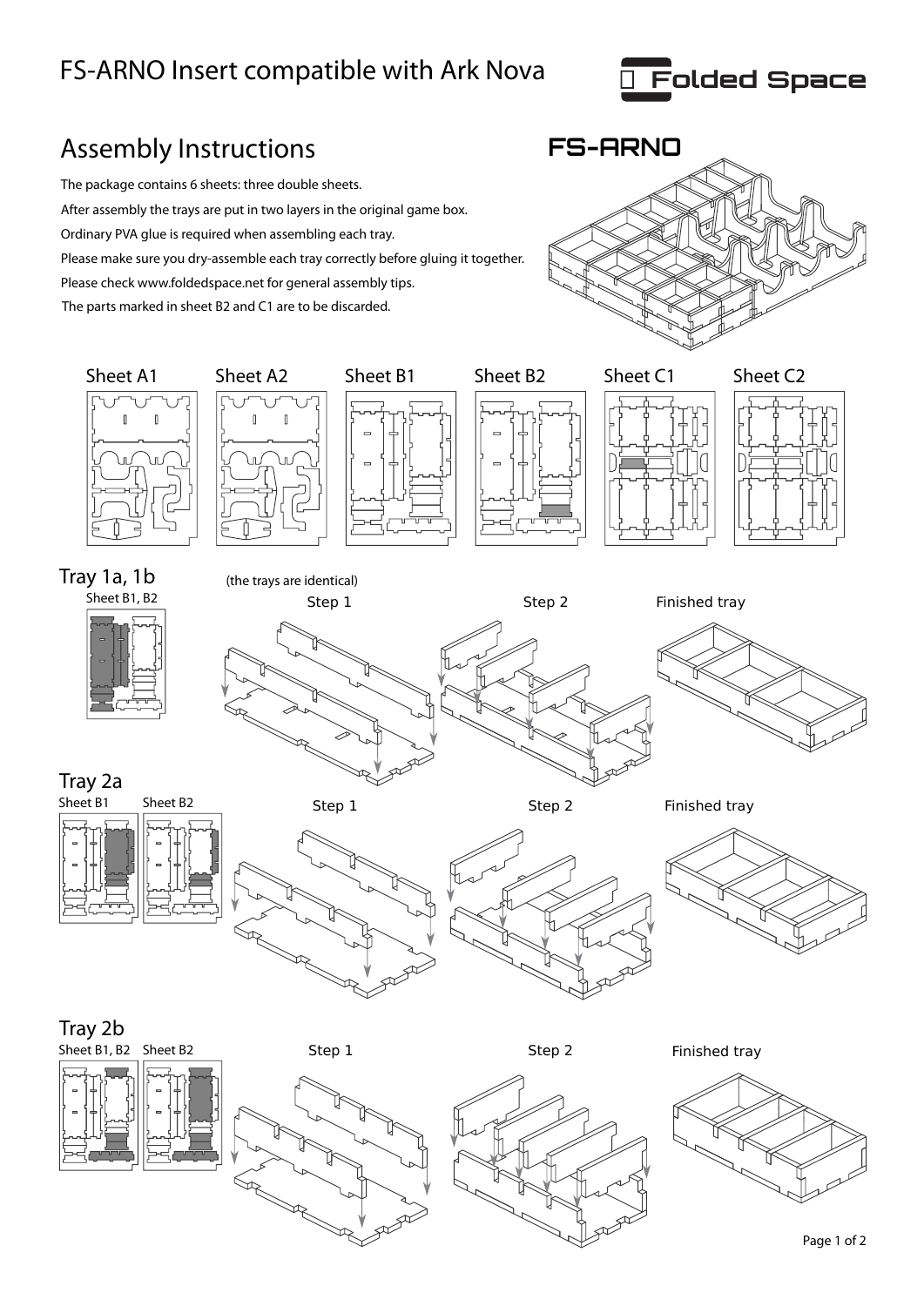# FS-ARNO Insert compatible with Ark Nova

Folded Space

## Assembly Instructions

FS-ARNO

The package contains 6 sheets: three double sheets.

After assembly the trays are put in two layers in the original game box.

Ordinary PVA glue is required when assembling each tray.

Please make sure you dry-assemble each tray correctly before gluing it together.

Please check www.foldedspace.net for general assembly tips.

The parts marked in sheet B2 and C1 are to be discarded.

Sheet A1 | Sheet A2 | Sheet B1 | Sheet B2 | Sheet C1 | Sheet C2

### Tray 1a, 1b

(the trays are identical)

Sheet B1, B2

Step 1

Step 2

Finished tray

### Tray 2a

Sheet B1 | Sheet B2

Step 1

Step 2

Finished tray

### Tray 2b

Sheet B1, B2 | Sheet B2

Step 1

Step 2

Finished tray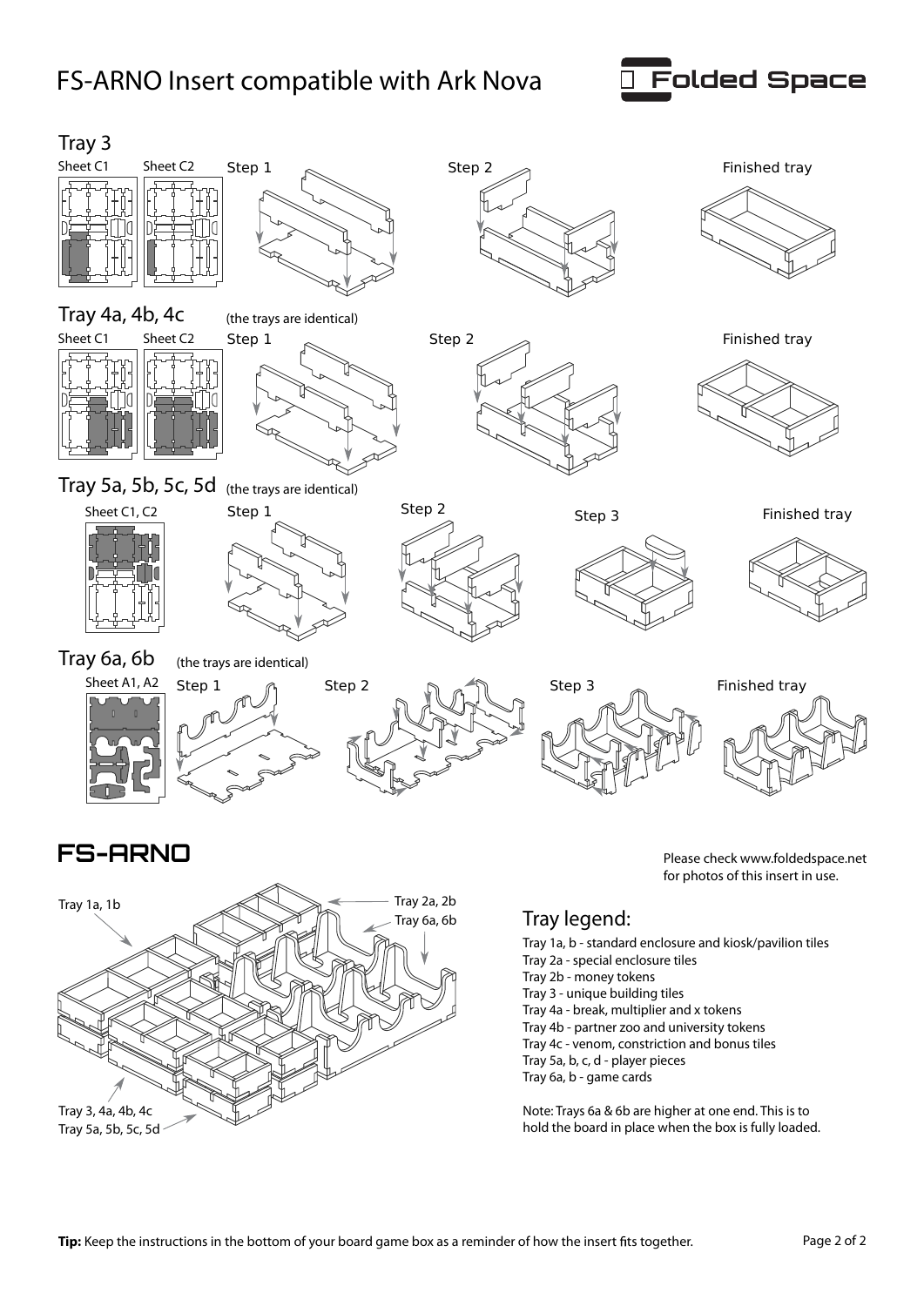# FS-ARNO Insert compatible with Ark Nova

Folded Space

## Tray 3

Sheet C1 Sheet C2

Step 1 Step 2 Finished tray

## Tray 4a, 4b, 4c

(the trays are identical)

Sheet C1 Sheet C2

Step 1 Step 2 Finished tray

## Tray 5a, 5b, 5c, 5d

(the trays are identical)

Sheet C1, C2

Step 1 Step 2 Step 3 Finished tray

## Tray 6a, 6b

(the trays are identical)

Sheet A1, A2

Step 1 Step 2 Step 3 Finished tray

## FS-ARNO

Please check www.foldedspace.net for photos of this insert in use.

Tray 1a, 1b

Tray 2a, 2b

Tray 6a, 6b

Tray 3, 4a, 4b, 4c

Tray 5a, 5b, 5c, 5d

### Tray legend:

Tray 1a, b - standard enclosure and kiosk/pavilion tiles
Tray 2a - special enclosure tiles
Tray 2b - money tokens
Tray 3 - unique building tiles
Tray 4a - break, multiplier and x tokens
Tray 4b - partner zoo and university tokens
Tray 4c - venom, constriction and bonus tiles
Tray 5a, b, c, d - player pieces
Tray 6a, b - game cards

Note: Trays 6a & 6b are higher at one end. This is to hold the board in place when the box is fully loaded.

**Tip:** Keep the instructions in the bottom of your board game box as a reminder of how the insert fits together.